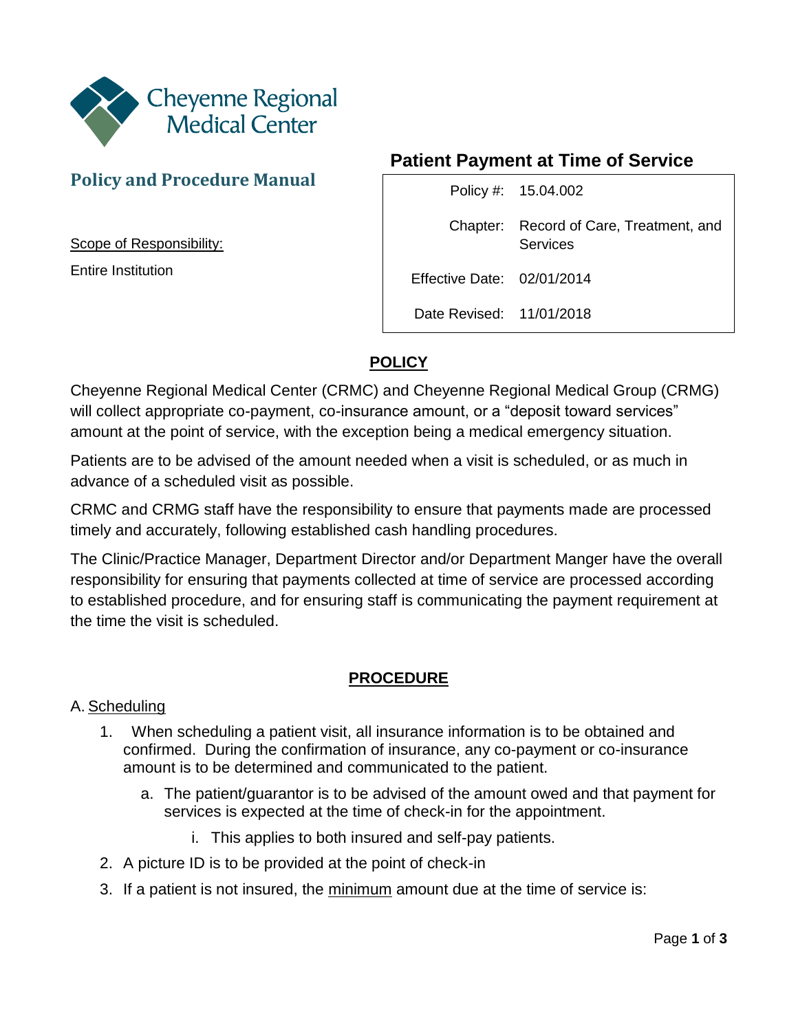Cheyenne Regional Medical Center

## Policy and Procedure Manual

Scope of Responsibility:

Entire Institution

# Patient Payment at Time of Service

| | |
|---|---|
| Policy #: | 15.04.002 |
| Chapter: | Record of Care, Treatment, and Services |
| Effective Date: | 02/01/2014 |
| Date Revised: | 11/01/2018 |

## POLICY

Cheyenne Regional Medical Center (CRMC) and Cheyenne Regional Medical Group (CRMG) will collect appropriate co-payment, co-insurance amount, or a "deposit toward services" amount at the point of service, with the exception being a medical emergency situation.

Patients are to be advised of the amount needed when a visit is scheduled, or as much in advance of a scheduled visit as possible.

CRMC and CRMG staff have the responsibility to ensure that payments made are processed timely and accurately, following established cash handling procedures.

The Clinic/Practice Manager, Department Director and/or Department Manger have the overall responsibility for ensuring that payments collected at time of service are processed according to established procedure, and for ensuring staff is communicating the payment requirement at the time the visit is scheduled.

## PROCEDURE

A. Scheduling

1. When scheduling a patient visit, all insurance information is to be obtained and confirmed. During the confirmation of insurance, any co-payment or co-insurance amount is to be determined and communicated to the patient.
    a. The patient/guarantor is to be advised of the amount owed and that payment for services is expected at the time of check-in for the appointment.
        i. This applies to both insured and self-pay patients.
2. A picture ID is to be provided at the point of check-in
3. If a patient is not insured, the minimum amount due at the time of service is: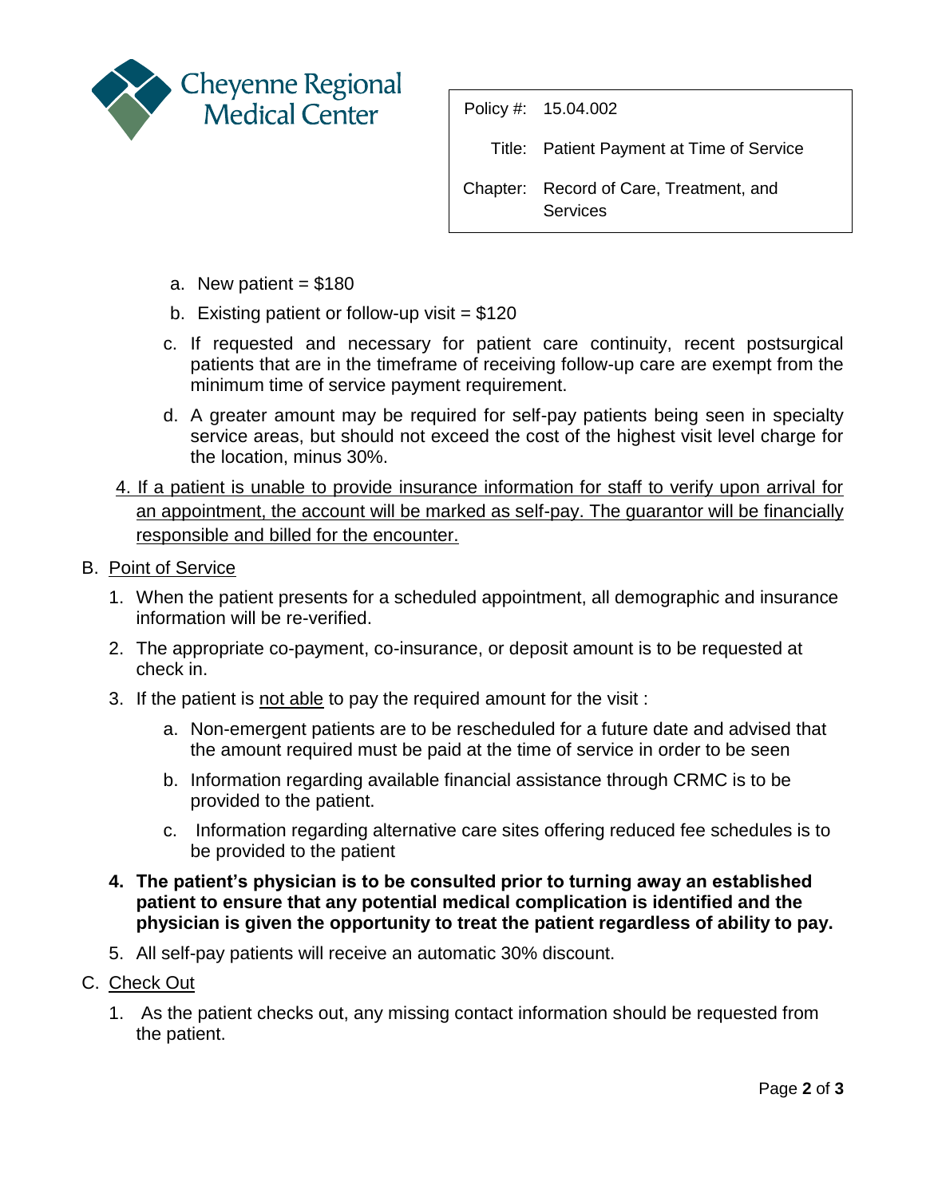a. New patient = $180

b. Existing patient or follow-up visit = $120

c. If requested and necessary for patient care continuity, recent postsurgical patients that are in the timeframe of receiving follow-up care are exempt from the minimum time of service payment requirement.

d. A greater amount may be required for self-pay patients being seen in specialty service areas, but should not exceed the cost of the highest visit level charge for the location, minus 30%.

<u>4. If a patient is unable to provide insurance information for staff to verify upon arrival for an appointment, the account will be marked as self-pay. The guarantor will be financially responsible and billed for the encounter.</u>

B. <u>Point of Service</u>

1. When the patient presents for a scheduled appointment, all demographic and insurance information will be re-verified.
2. The appropriate co-payment, co-insurance, or deposit amount is to be requested at check in.
3. If the patient is <u>not able</u> to pay the required amount for the visit :
   a. Non-emergent patients are to be rescheduled for a future date and advised that the amount required must be paid at the time of service in order to be seen
   b. Information regarding available financial assistance through CRMC is to be provided to the patient.
   c. Information regarding alternative care sites offering reduced fee schedules is to be provided to the patient
4. **The patient's physician is to be consulted prior to turning away an established patient to ensure that any potential medical complication is identified and the physician is given the opportunity to treat the patient regardless of ability to pay.**
5. All self-pay patients will receive an automatic 30% discount.

C. <u>Check Out</u>

1. As the patient checks out, any missing contact information should be requested from the patient.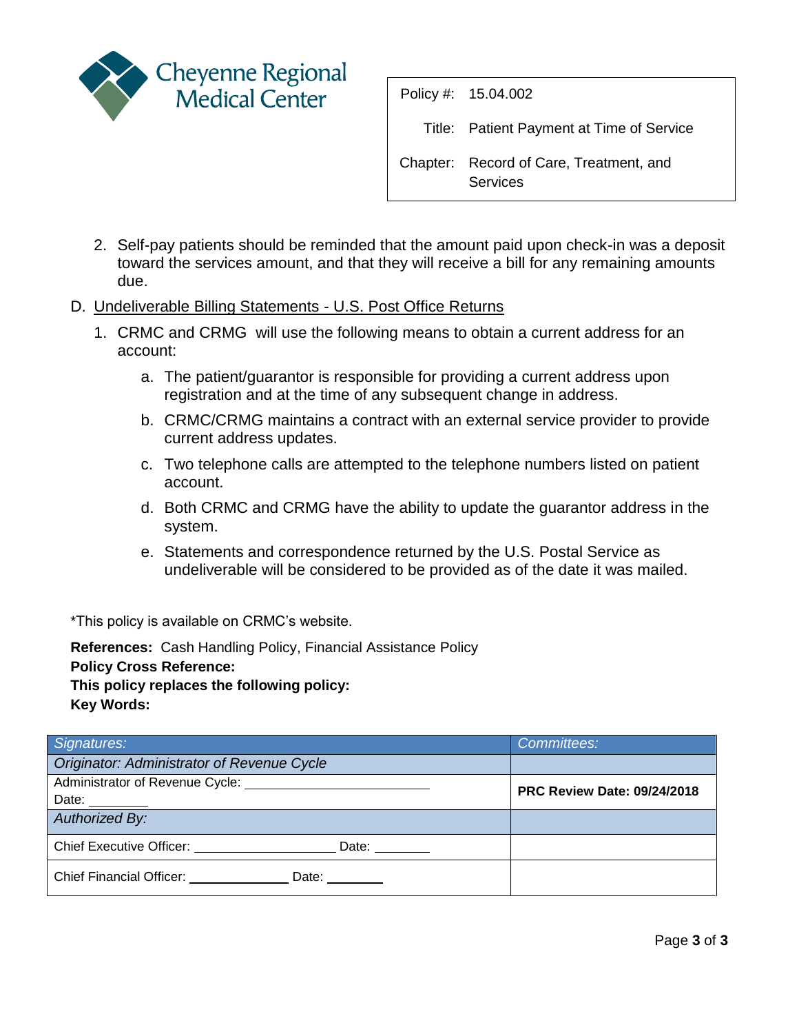2. Self-pay patients should be reminded that the amount paid upon check-in was a deposit toward the services amount, and that they will receive a bill for any remaining amounts due.

D. Undeliverable Billing Statements - U.S. Post Office Returns

1. CRMC and CRMG will use the following means to obtain a current address for an account:

   a. The patient/guarantor is responsible for providing a current address upon registration and at the time of any subsequent change in address.

   b. CRMC/CRMG maintains a contract with an external service provider to provide current address updates.

   c. Two telephone calls are attempted to the telephone numbers listed on patient account.

   d. Both CRMC and CRMG have the ability to update the guarantor address in the system.

   e. Statements and correspondence returned by the U.S. Postal Service as undeliverable will be considered to be provided as of the date it was mailed.

*This policy is available on CRMC's website.

**References:** Cash Handling Policy, Financial Assistance Policy
**Policy Cross Reference:**
**This policy replaces the following policy:**
**Key Words:**

| *Signatures:* | *Committees:* |
|---|---|
| *Originator: Administrator of Revenue Cycle* | |
| Administrator of Revenue Cycle: ______________________ Date: ________ | **PRC Review Date: 09/24/2018** |
| *Authorized By:* | |
| Chief Executive Officer: __________________ Date: _______ | |
| Chief Financial Officer: _____________ Date: _______ | |